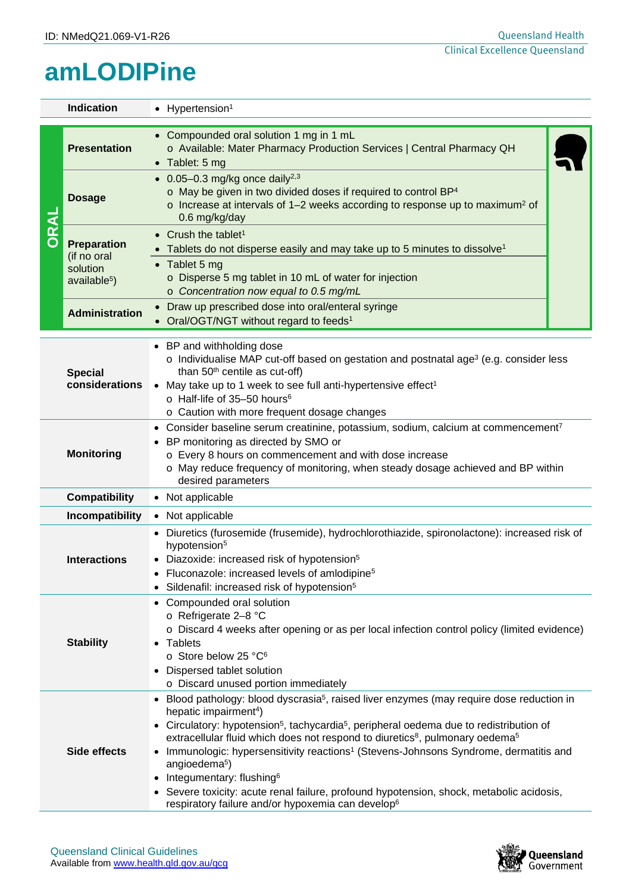ID: NMedQ21.069-V1-R26

# amLODIPine

| | |
|---|---|
| **Indication** | • Hypertension[1] |

| ORAL | | |
|---|---|---|
| | **Presentation** | • Compounded oral solution 1 mg in 1 mL<br>  o Available: Mater Pharmacy Production Services \| Central Pharmacy QH<br>• Tablet: 5 mg |
| | **Dosage** | • 0.05–0.3 mg/kg once daily[2,3]<br>  o May be given in two divided doses if required to control BP[4]<br>  o Increase at intervals of 1–2 weeks according to response up to maximum[2] of 0.6 mg/kg/day |
| | **Preparation** (if no oral solution available[5]) | • Crush the tablet[1]<br>• Tablets do not disperse easily and may take up to 5 minutes to dissolve[1]<br>• Tablet 5 mg<br>  o Disperse 5 mg tablet in 10 mL of water for injection<br>  o *Concentration now equal to 0.5 mg/mL* |
| | **Administration** | • Draw up prescribed dose into oral/enteral syringe<br>• Oral/OGT/NGT without regard to feeds[1] |

| | |
|---|---|
| **Special considerations** | • BP and withholding dose<br>  o Individualise MAP cut-off based on gestation and postnatal age[3] (e.g. consider less than 50th centile as cut-off)<br>• May take up to 1 week to see full anti-hypertensive effect[1]<br>  o Half-life of 35–50 hours[6]<br>  o Caution with more frequent dosage changes |
| **Monitoring** | • Consider baseline serum creatinine, potassium, sodium, calcium at commencement[7]<br>• BP monitoring as directed by SMO or<br>  o Every 8 hours on commencement and with dose increase<br>  o May reduce frequency of monitoring, when steady dosage achieved and BP within desired parameters |
| **Compatibility** | • Not applicable |
| **Incompatibility** | • Not applicable |
| **Interactions** | • Diuretics (furosemide (frusemide), hydrochlorothiazide, spironolactone): increased risk of hypotension[5]<br>• Diazoxide: increased risk of hypotension[5]<br>• Fluconazole: increased levels of amlodipine[5]<br>• Sildenafil: increased risk of hypotension[5] |
| **Stability** | • Compounded oral solution<br>  o Refrigerate 2–8 °C<br>  o Discard 4 weeks after opening or as per local infection control policy (limited evidence)<br>• Tablets<br>  o Store below 25 °C[6]<br>• Dispersed tablet solution<br>  o Discard unused portion immediately |
| **Side effects** | • Blood pathology: blood dyscrasia[5], raised liver enzymes (may require dose reduction in hepatic impairment[4])<br>• Circulatory: hypotension[5], tachycardia[5], peripheral oedema due to redistribution of extracellular fluid which does not respond to diuretics[8], pulmonary oedema[5]<br>• Immunologic: hypersensitivity reactions[1] (Stevens-Johnsons Syndrome, dermatitis and angioedema[5])<br>• Integumentary: flushing[6]<br>• Severe toxicity: acute renal failure, profound hypotension, shock, metabolic acidosis, respiratory failure and/or hypoxemia can develop[6] |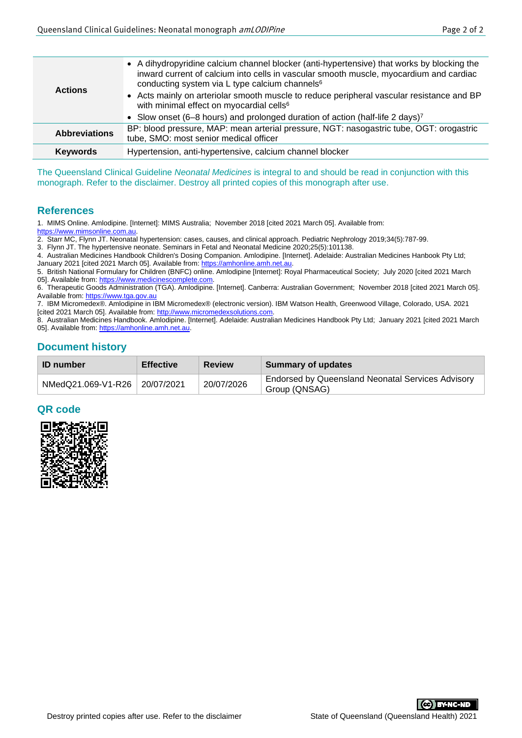| | |
|---|---|
| **Actions** | • A dihydropyridine calcium channel blocker (anti-hypertensive) that works by blocking the inward current of calcium into cells in vascular smooth muscle, myocardium and cardiac conducting system via L type calcium channels[6]<br>• Acts mainly on arteriolar smooth muscle to reduce peripheral vascular resistance and BP with minimal effect on myocardial cells[6]<br>• Slow onset (6–8 hours) and prolonged duration of action (half-life 2 days)[7] |
| **Abbreviations** | BP: blood pressure, MAP: mean arterial pressure, NGT: nasogastric tube, OGT: orogastric tube, SMO: most senior medical officer |
| **Keywords** | Hypertension, anti-hypertensive, calcium channel blocker |

The Queensland Clinical Guideline *Neonatal Medicines* is integral to and should be read in conjunction with this monograph. Refer to the disclaimer. Destroy all printed copies of this monograph after use.

## References

1. MIMS Online. Amlodipine. [Internet]: MIMS Australia; November 2018 [cited 2021 March 05]. Available from: https://www.mimsonline.com.au.
2. Starr MC, Flynn JT. Neonatal hypertension: cases, causes, and clinical approach. Pediatric Nephrology 2019;34(5):787-99.
3. Flynn JT. The hypertensive neonate. Seminars in Fetal and Neonatal Medicine 2020;25(5):101138.
4. Australian Medicines Handbook Children's Dosing Companion. Amlodipine. [Internet]. Adelaide: Australian Medicines Hanbook Pty Ltd; January 2021 [cited 2021 March 05]. Available from: https://amhonline.amh.net.au.
5. British National Formulary for Children (BNFC) online. Amlodipine [Internet]: Royal Pharmaceutical Society; July 2020 [cited 2021 March 05]. Available from: https://www.medicinescomplete.com.
6. Therapeutic Goods Administration (TGA). Amlodipine. [Internet]. Canberra: Australian Government; November 2018 [cited 2021 March 05]. Available from: https://www.tga.gov.au
7. IBM Micromedex®. Amlodipine in IBM Micromedex® (electronic version). IBM Watson Health, Greenwood Village, Colorado, USA. 2021 [cited 2021 March 05]. Available from: http://www.micromedexsolutions.com.
8. Australian Medicines Handbook. Amlodipine. [Internet]. Adelaide: Australian Medicines Handbook Pty Ltd; January 2021 [cited 2021 March 05]. Available from: https://amhonline.amh.net.au.

## Document history

| ID number | Effective | Review | Summary of updates |
|---|---|---|---|
| NMedQ21.069-V1-R26 | 20/07/2021 | 20/07/2026 | Endorsed by Queensland Neonatal Services Advisory Group (QNSAG) |

## QR code

Destroy printed copies after use. Refer to the disclaimer

State of Queensland (Queensland Health) 2021